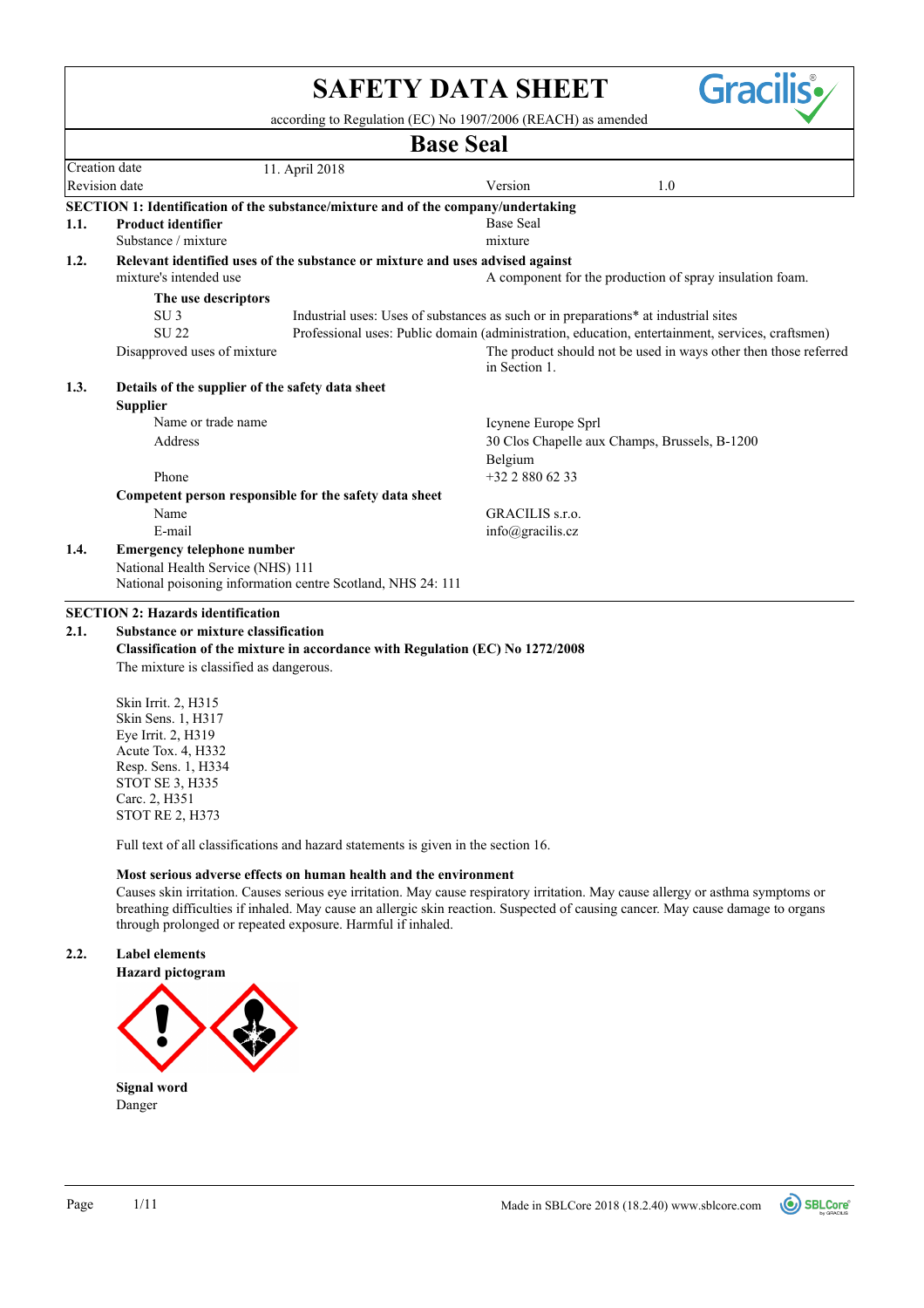# SAFETY DATA SHEET

according to Regulation (EC) No 1907/2006 (REACH) as amended

## Base Seal

| Creation date | 11. April 2018 | | |
|---|---|---|---|
| Revision date | | Version | 1.0 |

### SECTION 1: Identification of the substance/mixture and of the company/undertaking

**1.1. Product identifier**

Substance / mixture: Base Seal

mixture

**1.2. Relevant identified uses of the substance or mixture and uses advised against**

mixture's intended use: A component for the production of spray insulation foam.

**The use descriptors**

SU 3 — Industrial uses: Uses of substances as such or in preparations* at industrial sites

SU 22 — Professional uses: Public domain (administration, education, entertainment, services, craftsmen)

Disapproved uses of mixture: The product should not be used in ways other then those referred in Section 1.

**1.3. Details of the supplier of the safety data sheet**

**Supplier**

Name or trade name: Icynene Europe Sprl

Address: 30 Clos Chapelle aux Champs, Brussels, B-1200 Belgium

Phone: +32 2 880 62 33

**Competent person responsible for the safety data sheet**

Name: GRACILIS s.r.o.

E-mail: info@gracilis.cz

**1.4. Emergency telephone number**

National Health Service (NHS) 111

National poisoning information centre Scotland, NHS 24: 111

### SECTION 2: Hazards identification

**2.1. Substance or mixture classification**

**Classification of the mixture in accordance with Regulation (EC) No 1272/2008**

The mixture is classified as dangerous.

Skin Irrit. 2, H315
Skin Sens. 1, H317
Eye Irrit. 2, H319
Acute Tox. 4, H332
Resp. Sens. 1, H334
STOT SE 3, H335
Carc. 2, H351
STOT RE 2, H373

Full text of all classifications and hazard statements is given in the section 16.

**Most serious adverse effects on human health and the environment**

Causes skin irritation. Causes serious eye irritation. May cause respiratory irritation. May cause allergy or asthma symptoms or breathing difficulties if inhaled. May cause an allergic skin reaction. Suspected of causing cancer. May cause damage to organs through prolonged or repeated exposure. Harmful if inhaled.

**2.2. Label elements**

**Hazard pictogram**

**Signal word**

Danger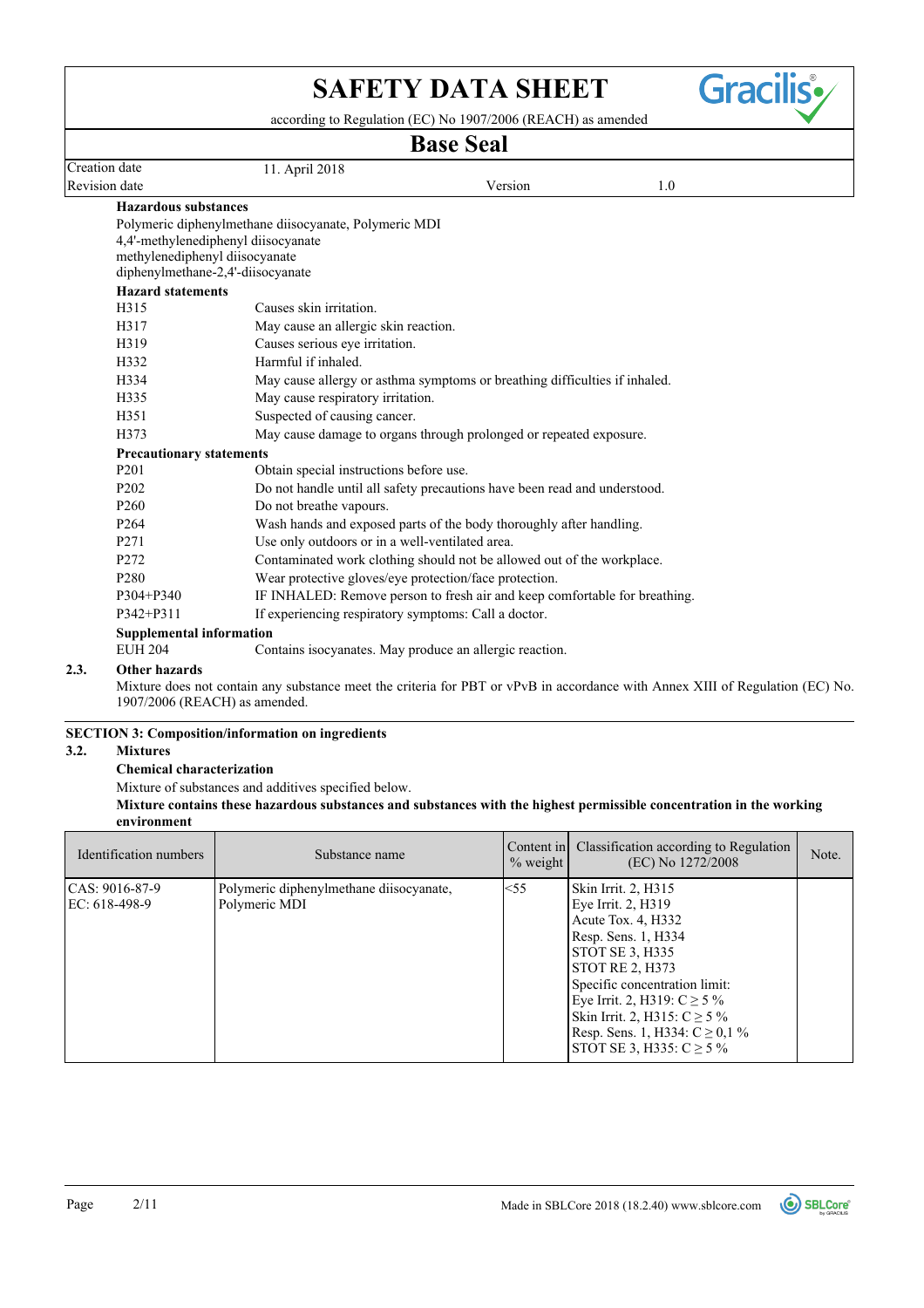# SAFETY DATA SHEET

according to Regulation (EC) No 1907/2006 (REACH) as amended

## Base Seal

| | | | |
|---|---|---|---|
| Creation date | 11. April 2018 | | |
| Revision date | | Version | 1.0 |

**Hazardous substances**

Polymeric diphenylmethane diisocyanate, Polymeric MDI
4,4'-methylenediphenyl diisocyanate
methylenediphenyl diisocyanate
diphenylmethane-2,4'-diisocyanate

**Hazard statements**

| | |
|---|---|
| H315 | Causes skin irritation. |
| H317 | May cause an allergic skin reaction. |
| H319 | Causes serious eye irritation. |
| H332 | Harmful if inhaled. |
| H334 | May cause allergy or asthma symptoms or breathing difficulties if inhaled. |
| H335 | May cause respiratory irritation. |
| H351 | Suspected of causing cancer. |
| H373 | May cause damage to organs through prolonged or repeated exposure. |

**Precautionary statements**

| | |
|---|---|
| P201 | Obtain special instructions before use. |
| P202 | Do not handle until all safety precautions have been read and understood. |
| P260 | Do not breathe vapours. |
| P264 | Wash hands and exposed parts of the body thoroughly after handling. |
| P271 | Use only outdoors or in a well-ventilated area. |
| P272 | Contaminated work clothing should not be allowed out of the workplace. |
| P280 | Wear protective gloves/eye protection/face protection. |
| P304+P340 | IF INHALED: Remove person to fresh air and keep comfortable for breathing. |
| P342+P311 | If experiencing respiratory symptoms: Call a doctor. |

**Supplemental information**

| | |
|---|---|
| EUH 204 | Contains isocyanates. May produce an allergic reaction. |

### 2.3. Other hazards

Mixture does not contain any substance meet the criteria for PBT or vPvB in accordance with Annex XIII of Regulation (EC) No. 1907/2006 (REACH) as amended.

## SECTION 3: Composition/information on ingredients

### 3.2. Mixtures

**Chemical characterization**

Mixture of substances and additives specified below.

**Mixture contains these hazardous substances and substances with the highest permissible concentration in the working environment**

| Identification numbers | Substance name | Content in % weight | Classification according to Regulation (EC) No 1272/2008 | Note. |
|---|---|---|---|---|
| CAS: 9016-87-9<br>EC: 618-498-9 | Polymeric diphenylmethane diisocyanate, Polymeric MDI | <55 | Skin Irrit. 2, H315<br>Eye Irrit. 2, H319<br>Acute Tox. 4, H332<br>Resp. Sens. 1, H334<br>STOT SE 3, H335<br>STOT RE 2, H373<br>Specific concentration limit:<br>Eye Irrit. 2, H319: C ≥ 5 %<br>Skin Irrit. 2, H315: C ≥ 5 %<br>Resp. Sens. 1, H334: C ≥ 0,1 %<br>STOT SE 3, H335: C ≥ 5 % | |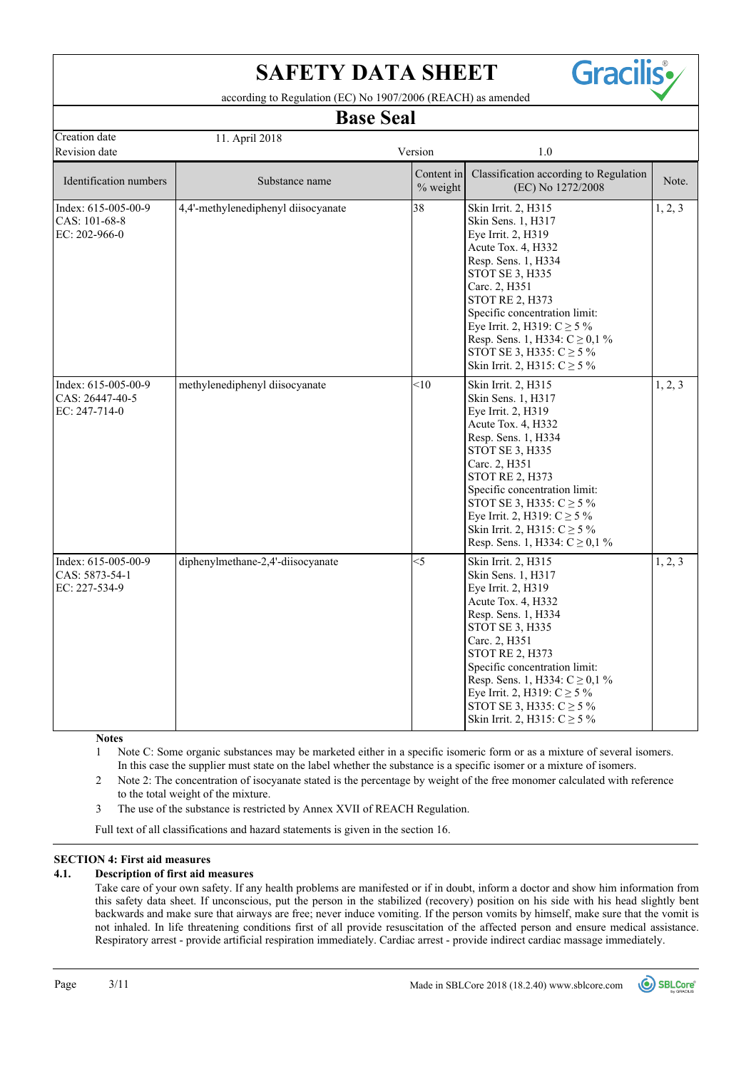| Identification numbers | Substance name | Content in % weight | Classification according to Regulation (EC) No 1272/2008 | Note. |
|---|---|---|---|---|
| Index: 615-005-00-9<br>CAS: 101-68-8<br>EC: 202-966-0 | 4,4'-methylenediphenyl diisocyanate | 38 | Skin Irrit. 2, H315<br>Skin Sens. 1, H317<br>Eye Irrit. 2, H319<br>Acute Tox. 4, H332<br>Resp. Sens. 1, H334<br>STOT SE 3, H335<br>Carc. 2, H351<br>STOT RE 2, H373<br>Specific concentration limit:<br>Eye Irrit. 2, H319: C ≥ 5 %<br>Resp. Sens. 1, H334: C ≥ 0,1 %<br>STOT SE 3, H335: C ≥ 5 %<br>Skin Irrit. 2, H315: C ≥ 5 % | 1, 2, 3 |
| Index: 615-005-00-9<br>CAS: 26447-40-5<br>EC: 247-714-0 | methylenediphenyl diisocyanate | <10 | Skin Irrit. 2, H315<br>Skin Sens. 1, H317<br>Eye Irrit. 2, H319<br>Acute Tox. 4, H332<br>Resp. Sens. 1, H334<br>STOT SE 3, H335<br>Carc. 2, H351<br>STOT RE 2, H373<br>Specific concentration limit:<br>STOT SE 3, H335: C ≥ 5 %<br>Eye Irrit. 2, H319: C ≥ 5 %<br>Skin Irrit. 2, H315: C ≥ 5 %<br>Resp. Sens. 1, H334: C ≥ 0,1 % | 1, 2, 3 |
| Index: 615-005-00-9<br>CAS: 5873-54-1<br>EC: 227-534-9 | diphenylmethane-2,4'-diisocyanate | <5 | Skin Irrit. 2, H315<br>Skin Sens. 1, H317<br>Eye Irrit. 2, H319<br>Acute Tox. 4, H332<br>Resp. Sens. 1, H334<br>STOT SE 3, H335<br>Carc. 2, H351<br>STOT RE 2, H373<br>Specific concentration limit:<br>Resp. Sens. 1, H334: C ≥ 0,1 %<br>Eye Irrit. 2, H319: C ≥ 5 %<br>STOT SE 3, H335: C ≥ 5 %<br>Skin Irrit. 2, H315: C ≥ 5 % | 1, 2, 3 |

**Notes**

1. Note C: Some organic substances may be marketed either in a specific isomeric form or as a mixture of several isomers. In this case the supplier must state on the label whether the substance is a specific isomer or a mixture of isomers.
2. Note 2: The concentration of isocyanate stated is the percentage by weight of the free monomer calculated with reference to the total weight of the mixture.
3. The use of the substance is restricted by Annex XVII of REACH Regulation.

Full text of all classifications and hazard statements is given in the section 16.

## SECTION 4: First aid measures

### 4.1. Description of first aid measures

Take care of your own safety. If any health problems are manifested or if in doubt, inform a doctor and show him information from this safety data sheet. If unconscious, put the person in the stabilized (recovery) position on his side with his head slightly bent backwards and make sure that airways are free; never induce vomiting. If the person vomits by himself, make sure that the vomit is not inhaled. In life threatening conditions first of all provide resuscitation of the affected person and ensure medical assistance. Respiratory arrest - provide artificial respiration immediately. Cardiac arrest - provide indirect cardiac massage immediately.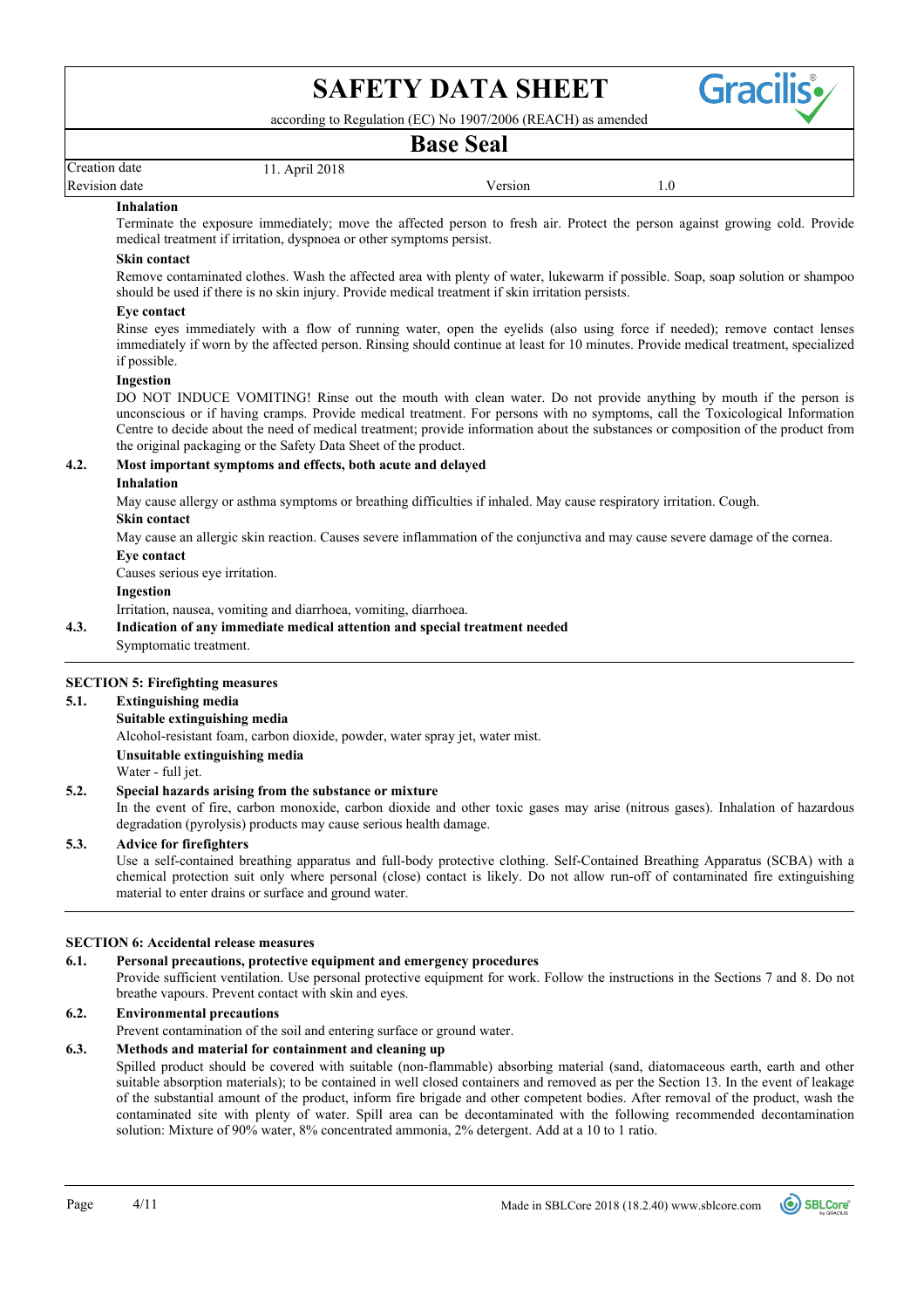**Inhalation**

Terminate the exposure immediately; move the affected person to fresh air. Protect the person against growing cold. Provide medical treatment if irritation, dyspnoea or other symptoms persist.

**Skin contact**

Remove contaminated clothes. Wash the affected area with plenty of water, lukewarm if possible. Soap, soap solution or shampoo should be used if there is no skin injury. Provide medical treatment if skin irritation persists.

**Eye contact**

Rinse eyes immediately with a flow of running water, open the eyelids (also using force if needed); remove contact lenses immediately if worn by the affected person. Rinsing should continue at least for 10 minutes. Provide medical treatment, specialized if possible.

**Ingestion**

DO NOT INDUCE VOMITING! Rinse out the mouth with clean water. Do not provide anything by mouth if the person is unconscious or if having cramps. Provide medical treatment. For persons with no symptoms, call the Toxicological Information Centre to decide about the need of medical treatment; provide information about the substances or composition of the product from the original packaging or the Safety Data Sheet of the product.

### 4.2. Most important symptoms and effects, both acute and delayed

**Inhalation**

May cause allergy or asthma symptoms or breathing difficulties if inhaled. May cause respiratory irritation. Cough.

**Skin contact**

May cause an allergic skin reaction. Causes severe inflammation of the conjunctiva and may cause severe damage of the cornea.

**Eye contact**

Causes serious eye irritation.

**Ingestion**

Irritation, nausea, vomiting and diarrhoea, vomiting, diarrhoea.

### 4.3. Indication of any immediate medical attention and special treatment needed

Symptomatic treatment.

## SECTION 5: Firefighting measures

### 5.1. Extinguishing media

**Suitable extinguishing media**

Alcohol-resistant foam, carbon dioxide, powder, water spray jet, water mist.

**Unsuitable extinguishing media**

Water - full jet.

### 5.2. Special hazards arising from the substance or mixture

In the event of fire, carbon monoxide, carbon dioxide and other toxic gases may arise (nitrous gases). Inhalation of hazardous degradation (pyrolysis) products may cause serious health damage.

### 5.3. Advice for firefighters

Use a self-contained breathing apparatus and full-body protective clothing. Self-Contained Breathing Apparatus (SCBA) with a chemical protection suit only where personal (close) contact is likely. Do not allow run-off of contaminated fire extinguishing material to enter drains or surface and ground water.

## SECTION 6: Accidental release measures

### 6.1. Personal precautions, protective equipment and emergency procedures

Provide sufficient ventilation. Use personal protective equipment for work. Follow the instructions in the Sections 7 and 8. Do not breathe vapours. Prevent contact with skin and eyes.

### 6.2. Environmental precautions

Prevent contamination of the soil and entering surface or ground water.

### 6.3. Methods and material for containment and cleaning up

Spilled product should be covered with suitable (non-flammable) absorbing material (sand, diatomaceous earth, earth and other suitable absorption materials); to be contained in well closed containers and removed as per the Section 13. In the event of leakage of the substantial amount of the product, inform fire brigade and other competent bodies. After removal of the product, wash the contaminated site with plenty of water. Spill area can be decontaminated with the following recommended decontamination solution: Mixture of 90% water, 8% concentrated ammonia, 2% detergent. Add at a 10 to 1 ratio.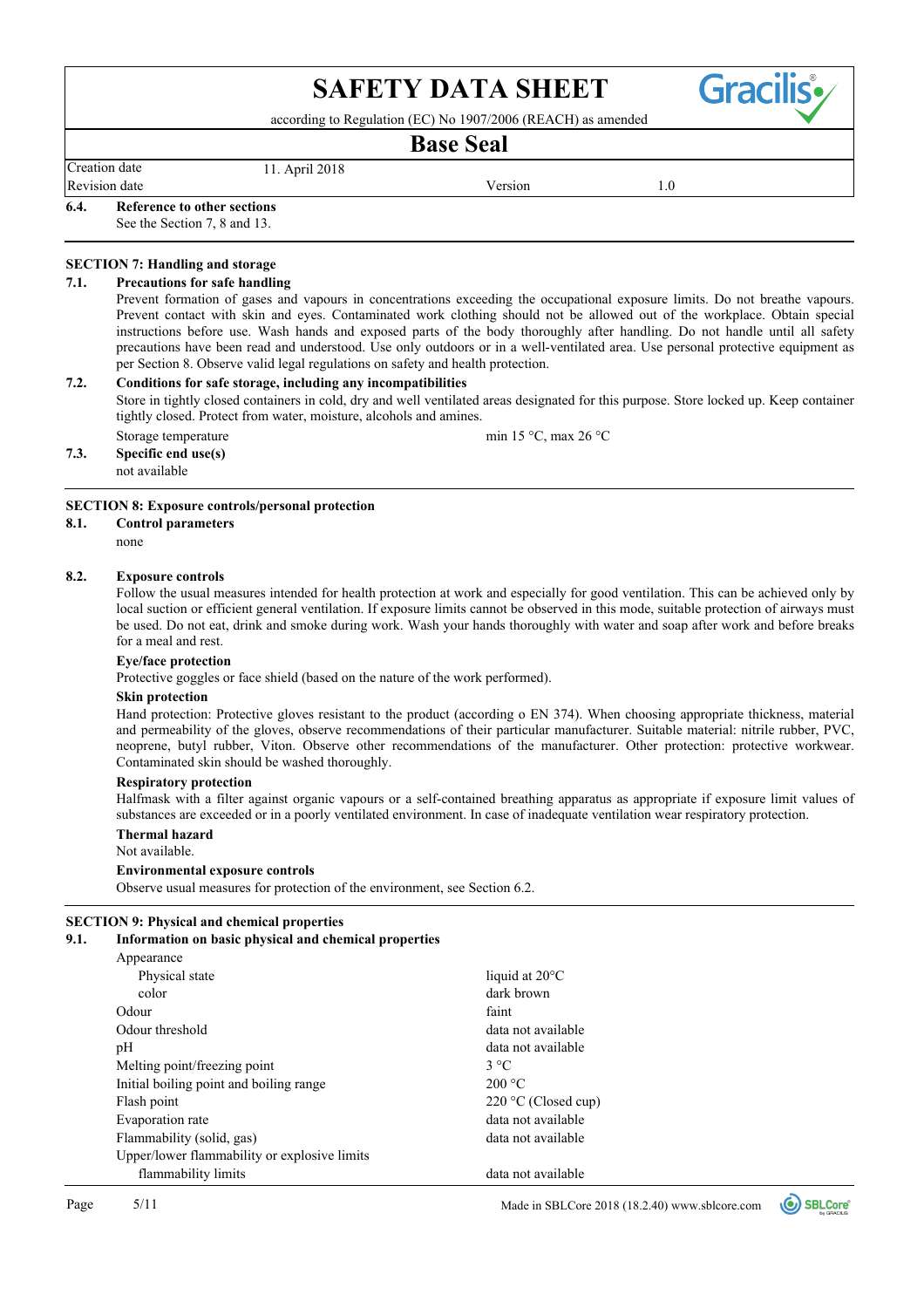**6.4. Reference to other sections**

See the Section 7, 8 and 13.

## SECTION 7: Handling and storage

### 7.1. Precautions for safe handling

Prevent formation of gases and vapours in concentrations exceeding the occupational exposure limits. Do not breathe vapours. Prevent contact with skin and eyes. Contaminated work clothing should not be allowed out of the workplace. Obtain special instructions before use. Wash hands and exposed parts of the body thoroughly after handling. Do not handle until all safety precautions have been read and understood. Use only outdoors or in a well-ventilated area. Use personal protective equipment as per Section 8. Observe valid legal regulations on safety and health protection.

### 7.2. Conditions for safe storage, including any incompatibilities

Store in tightly closed containers in cold, dry and well ventilated areas designated for this purpose. Store locked up. Keep container tightly closed. Protect from water, moisture, alcohols and amines.

| | |
|---|---|
| Storage temperature | min 15 °C, max 26 °C |

### 7.3. Specific end use(s)

not available

## SECTION 8: Exposure controls/personal protection

### 8.1. Control parameters

none

### 8.2. Exposure controls

Follow the usual measures intended for health protection at work and especially for good ventilation. This can be achieved only by local suction or efficient general ventilation. If exposure limits cannot be observed in this mode, suitable protection of airways must be used. Do not eat, drink and smoke during work. Wash your hands thoroughly with water and soap after work and before breaks for a meal and rest.

**Eye/face protection**

Protective goggles or face shield (based on the nature of the work performed).

**Skin protection**

Hand protection: Protective gloves resistant to the product (according o EN 374). When choosing appropriate thickness, material and permeability of the gloves, observe recommendations of their particular manufacturer. Suitable material: nitrile rubber, PVC, neoprene, butyl rubber, Viton. Observe other recommendations of the manufacturer. Other protection: protective workwear. Contaminated skin should be washed thoroughly.

**Respiratory protection**

Halfmask with a filter against organic vapours or a self-contained breathing apparatus as appropriate if exposure limit values of substances are exceeded or in a poorly ventilated environment. In case of inadequate ventilation wear respiratory protection.

**Thermal hazard**

Not available.

**Environmental exposure controls**

Observe usual measures for protection of the environment, see Section 6.2.

## SECTION 9: Physical and chemical properties

### 9.1. Information on basic physical and chemical properties

| Property | Value |
|---|---|
| Appearance | |
| Physical state | liquid at 20°C |
| color | dark brown |
| Odour | faint |
| Odour threshold | data not available |
| pH | data not available |
| Melting point/freezing point | 3 °C |
| Initial boiling point and boiling range | 200 °C |
| Flash point | 220 °C (Closed cup) |
| Evaporation rate | data not available |
| Flammability (solid, gas) | data not available |
| Upper/lower flammability or explosive limits | |
| flammability limits | data not available |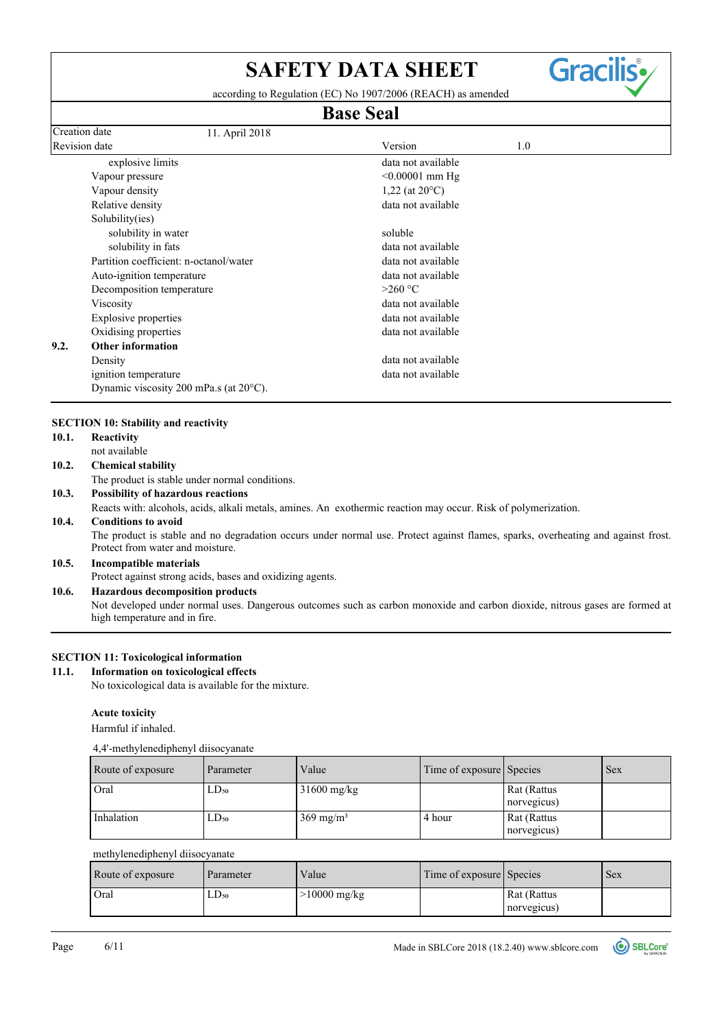| | |
|---|---|
| explosive limits | data not available |
| Vapour pressure | <0.00001 mm Hg |
| Vapour density | 1,22 (at 20°C) |
| Relative density | data not available |
| Solubility(ies) | |
| solubility in water | soluble |
| solubility in fats | data not available |
| Partition coefficient: n-octanol/water | data not available |
| Auto-ignition temperature | data not available |
| Decomposition temperature | >260 °C |
| Viscosity | data not available |
| Explosive properties | data not available |
| Oxidising properties | data not available |

**9.2. Other information**

| | |
|---|---|
| Density | data not available |
| ignition temperature | data not available |

Dynamic viscosity 200 mPa.s (at 20°C).

## SECTION 10: Stability and reactivity

**10.1. Reactivity**

not available

**10.2. Chemical stability**

The product is stable under normal conditions.

**10.3. Possibility of hazardous reactions**

Reacts with: alcohols, acids, alkali metals, amines. An exothermic reaction may occur. Risk of polymerization.

**10.4. Conditions to avoid**

The product is stable and no degradation occurs under normal use. Protect against flames, sparks, overheating and against frost. Protect from water and moisture.

**10.5. Incompatible materials**

Protect against strong acids, bases and oxidizing agents.

**10.6. Hazardous decomposition products**

Not developed under normal uses. Dangerous outcomes such as carbon monoxide and carbon dioxide, nitrous gases are formed at high temperature and in fire.

## SECTION 11: Toxicological information

**11.1. Information on toxicological effects**

No toxicological data is available for the mixture.

**Acute toxicity**

Harmful if inhaled.

4,4'-methylenediphenyl diisocyanate

| Route of exposure | Parameter | Value | Time of exposure | Species | Sex |
|---|---|---|---|---|---|
| Oral | $LD_{50}$ | 31600 mg/kg | | Rat (Rattus norvegicus) | |
| Inhalation | $LD_{50}$ | 369 mg/m³ | 4 hour | Rat (Rattus norvegicus) | |

methylenediphenyl diisocyanate

| Route of exposure | Parameter | Value | Time of exposure | Species | Sex |
|---|---|---|---|---|---|
| Oral | $LD_{50}$ | >10000 mg/kg | | Rat (Rattus norvegicus) | |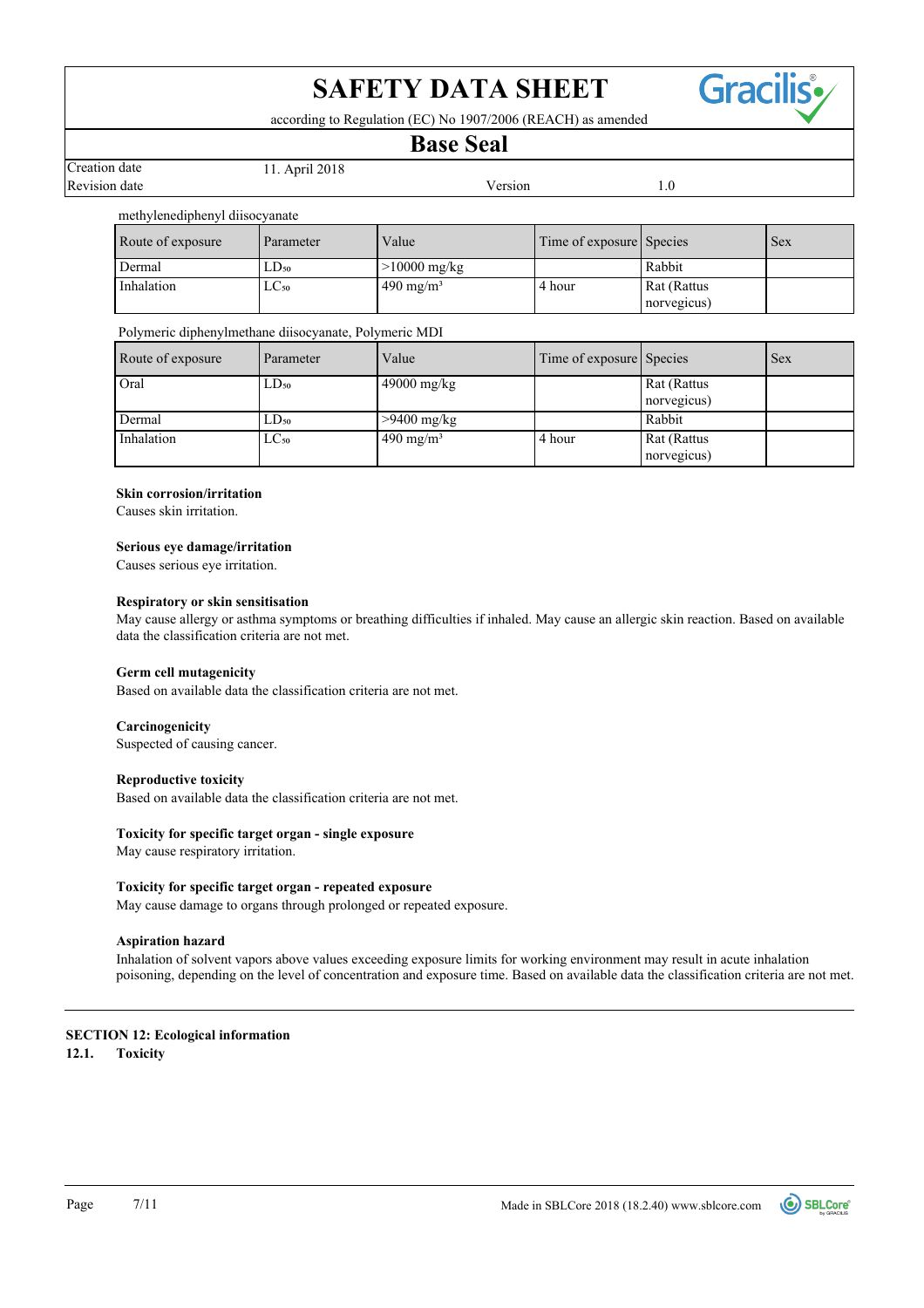methylenediphenyl diisocyanate

| Route of exposure | Parameter | Value | Time of exposure | Species | Sex |
| --- | --- | --- | --- | --- | --- |
| Dermal | $LD_{50}$ | >10000 mg/kg | | Rabbit | |
| Inhalation | $LC_{50}$ | 490 mg/m³ | 4 hour | Rat (Rattus norvegicus) | |

Polymeric diphenylmethane diisocyanate, Polymeric MDI

| Route of exposure | Parameter | Value | Time of exposure | Species | Sex |
| --- | --- | --- | --- | --- | --- |
| Oral | $LD_{50}$ | 49000 mg/kg | | Rat (Rattus norvegicus) | |
| Dermal | $LD_{50}$ | >9400 mg/kg | | Rabbit | |
| Inhalation | $LC_{50}$ | 490 mg/m³ | 4 hour | Rat (Rattus norvegicus) | |

**Skin corrosion/irritation**

Causes skin irritation.

**Serious eye damage/irritation**

Causes serious eye irritation.

**Respiratory or skin sensitisation**

May cause allergy or asthma symptoms or breathing difficulties if inhaled. May cause an allergic skin reaction. Based on available data the classification criteria are not met.

**Germ cell mutagenicity**

Based on available data the classification criteria are not met.

**Carcinogenicity**

Suspected of causing cancer.

**Reproductive toxicity**

Based on available data the classification criteria are not met.

**Toxicity for specific target organ - single exposure**

May cause respiratory irritation.

**Toxicity for specific target organ - repeated exposure**

May cause damage to organs through prolonged or repeated exposure.

**Aspiration hazard**

Inhalation of solvent vapors above values exceeding exposure limits for working environment may result in acute inhalation poisoning, depending on the level of concentration and exposure time. Based on available data the classification criteria are not met.

## SECTION 12: Ecological information

### 12.1. Toxicity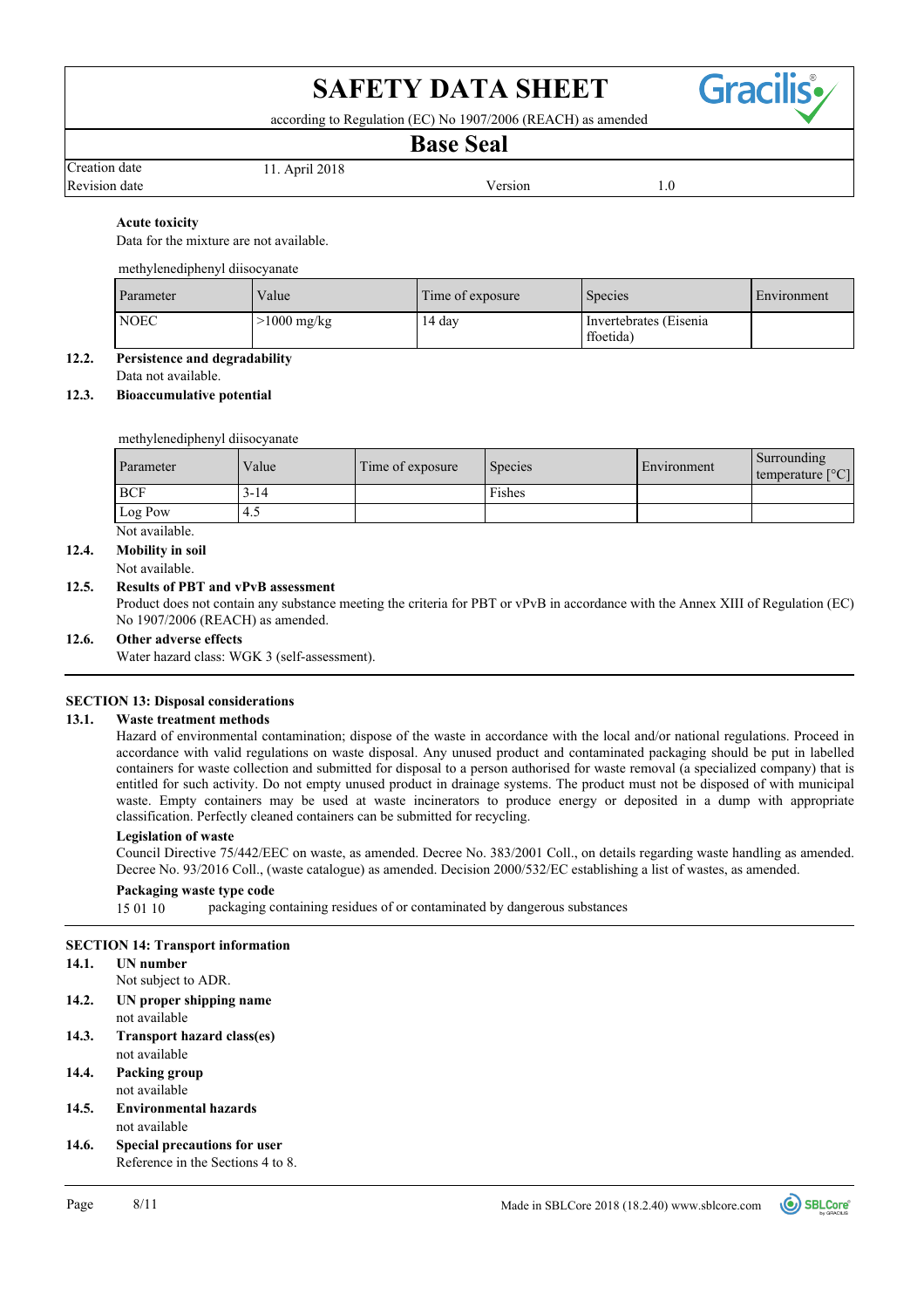**Acute toxicity**

Data for the mixture are not available.

methylenediphenyl diisocyanate

| Parameter | Value | Time of exposure | Species | Environment |
|---|---|---|---|---|
| NOEC | >1000 mg/kg | 14 day | Invertebrates (Eisenia ffoetida) | |

**12.2. Persistence and degradability**

Data not available.

**12.3. Bioaccumulative potential**

methylenediphenyl diisocyanate

| Parameter | Value | Time of exposure | Species | Environment | Surrounding temperature [°C] |
|---|---|---|---|---|---|
| BCF | 3-14 | | Fishes | | |
| Log Pow | 4.5 | | | | |

Not available.

**12.4. Mobility in soil**

Not available.

**12.5. Results of PBT and vPvB assessment**

Product does not contain any substance meeting the criteria for PBT or vPvB in accordance with the Annex XIII of Regulation (EC) No 1907/2006 (REACH) as amended.

**12.6. Other adverse effects**

Water hazard class: WGK 3 (self-assessment).

## SECTION 13: Disposal considerations

**13.1. Waste treatment methods**

Hazard of environmental contamination; dispose of the waste in accordance with the local and/or national regulations. Proceed in accordance with valid regulations on waste disposal. Any unused product and contaminated packaging should be put in labelled containers for waste collection and submitted for disposal to a person authorised for waste removal (a specialized company) that is entitled for such activity. Do not empty unused product in drainage systems. The product must not be disposed of with municipal waste. Empty containers may be used at waste incinerators to produce energy or deposited in a dump with appropriate classification. Perfectly cleaned containers can be submitted for recycling.

**Legislation of waste**

Council Directive 75/442/EEC on waste, as amended. Decree No. 383/2001 Coll., on details regarding waste handling as amended. Decree No. 93/2016 Coll., (waste catalogue) as amended. Decision 2000/532/EC establishing a list of wastes, as amended.

**Packaging waste type code**

15 01 10 packaging containing residues of or contaminated by dangerous substances

## SECTION 14: Transport information

**14.1. UN number**

Not subject to ADR.

**14.2. UN proper shipping name**

not available

**14.3. Transport hazard class(es)**

not available

**14.4. Packing group**

not available

**14.5. Environmental hazards**

not available

**14.6. Special precautions for user**

Reference in the Sections 4 to 8.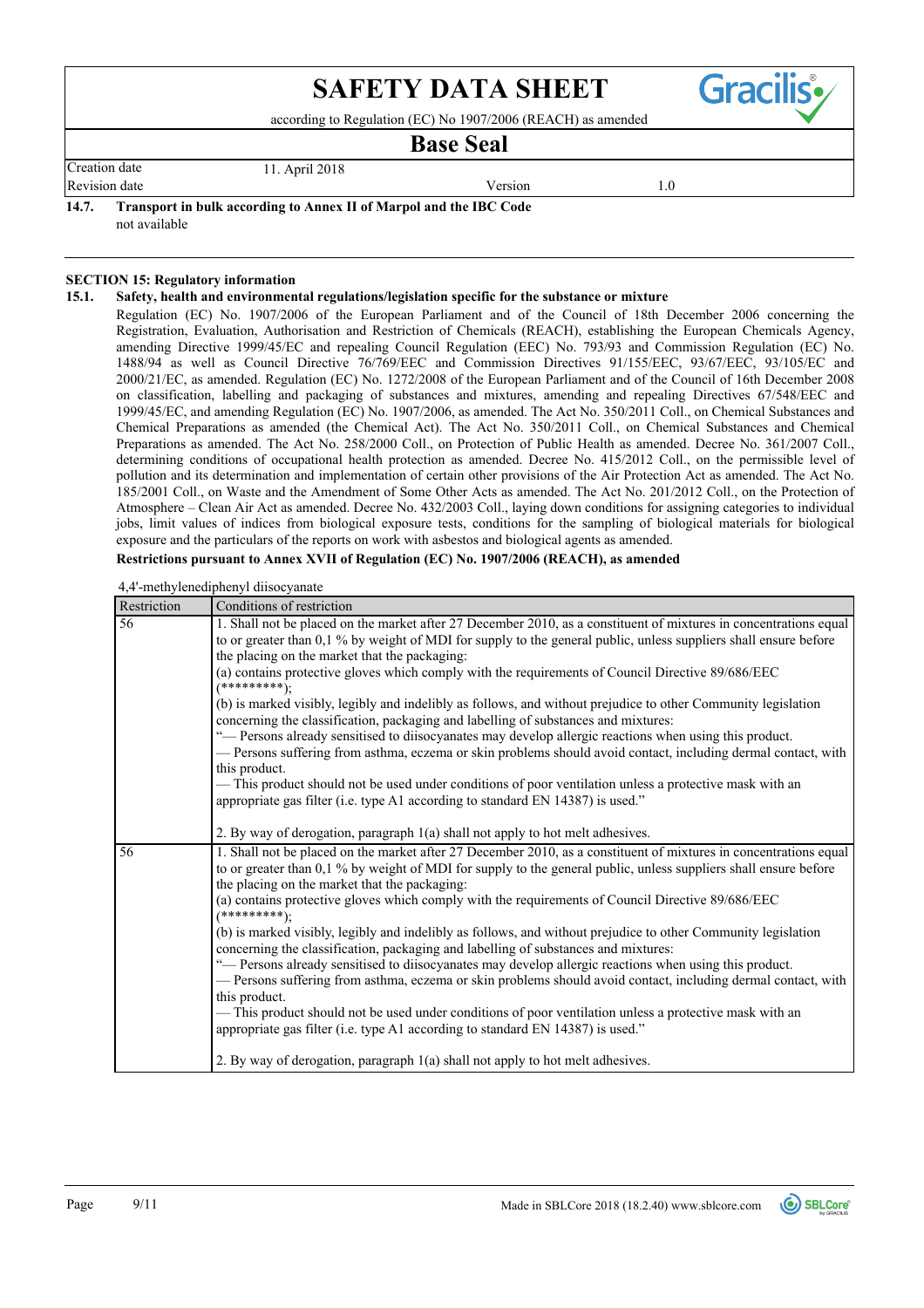**14.7. Transport in bulk according to Annex II of Marpol and the IBC Code**

not available

## SECTION 15: Regulatory information

### 15.1. Safety, health and environmental regulations/legislation specific for the substance or mixture

Regulation (EC) No. 1907/2006 of the European Parliament and of the Council of 18th December 2006 concerning the Registration, Evaluation, Authorisation and Restriction of Chemicals (REACH), establishing the European Chemicals Agency, amending Directive 1999/45/EC and repealing Council Regulation (EEC) No. 793/93 and Commission Regulation (EC) No. 1488/94 as well as Council Directive 76/769/EEC and Commission Directives 91/155/EEC, 93/67/EEC, 93/105/EC and 2000/21/EC, as amended. Regulation (EC) No. 1272/2008 of the European Parliament and of the Council of 16th December 2008 on classification, labelling and packaging of substances and mixtures, amending and repealing Directives 67/548/EEC and 1999/45/EC, and amending Regulation (EC) No. 1907/2006, as amended. The Act No. 350/2011 Coll., on Chemical Substances and Chemical Preparations as amended (the Chemical Act). The Act No. 350/2011 Coll., on Chemical Substances and Chemical Preparations as amended. The Act No. 258/2000 Coll., on Protection of Public Health as amended. Decree No. 361/2007 Coll., determining conditions of occupational health protection as amended. Decree No. 415/2012 Coll., on the permissible level of pollution and its determination and implementation of certain other provisions of the Air Protection Act as amended. The Act No. 185/2001 Coll., on Waste and the Amendment of Some Other Acts as amended. The Act No. 201/2012 Coll., on the Protection of Atmosphere – Clean Air Act as amended. Decree No. 432/2003 Coll., laying down conditions for assigning categories to individual jobs, limit values of indices from biological exposure tests, conditions for the sampling of biological materials for biological exposure and the particulars of the reports on work with asbestos and biological agents as amended.

**Restrictions pursuant to Annex XVII of Regulation (EC) No. 1907/2006 (REACH), as amended**

4,4'-methylenediphenyl diisocyanate

| Restriction | Conditions of restriction |
|---|---|
| 56 | 1. Shall not be placed on the market after 27 December 2010, as a constituent of mixtures in concentrations equal to or greater than 0,1 % by weight of MDI for supply to the general public, unless suppliers shall ensure before the placing on the market that the packaging:<br>(a) contains protective gloves which comply with the requirements of Council Directive 89/686/EEC (*********);<br>(b) is marked visibly, legibly and indelibly as follows, and without prejudice to other Community legislation concerning the classification, packaging and labelling of substances and mixtures:<br>"— Persons already sensitised to diisocyanates may develop allergic reactions when using this product.<br>— Persons suffering from asthma, eczema or skin problems should avoid contact, including dermal contact, with this product.<br>— This product should not be used under conditions of poor ventilation unless a protective mask with an appropriate gas filter (i.e. type A1 according to standard EN 14387) is used."<br><br>2. By way of derogation, paragraph 1(a) shall not apply to hot melt adhesives. |
| 56 | 1. Shall not be placed on the market after 27 December 2010, as a constituent of mixtures in concentrations equal to or greater than 0,1 % by weight of MDI for supply to the general public, unless suppliers shall ensure before the placing on the market that the packaging:<br>(a) contains protective gloves which comply with the requirements of Council Directive 89/686/EEC (*********);<br>(b) is marked visibly, legibly and indelibly as follows, and without prejudice to other Community legislation concerning the classification, packaging and labelling of substances and mixtures:<br>"— Persons already sensitised to diisocyanates may develop allergic reactions when using this product.<br>— Persons suffering from asthma, eczema or skin problems should avoid contact, including dermal contact, with this product.<br>— This product should not be used under conditions of poor ventilation unless a protective mask with an appropriate gas filter (i.e. type A1 according to standard EN 14387) is used."<br><br>2. By way of derogation, paragraph 1(a) shall not apply to hot melt adhesives. |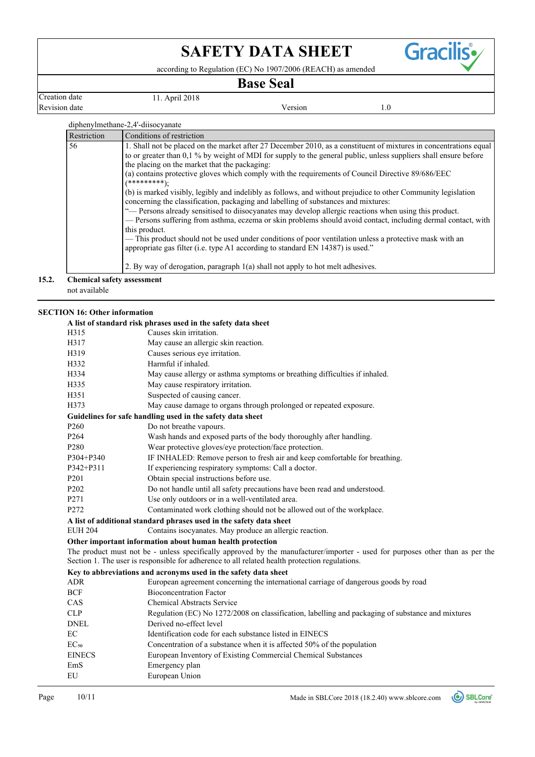diphenylmethane-2,4'-diisocyanate

| Restriction | Conditions of restriction |
|---|---|
| 56 | 1. Shall not be placed on the market after 27 December 2010, as a constituent of mixtures in concentrations equal to or greater than 0,1 % by weight of MDI for supply to the general public, unless suppliers shall ensure before the placing on the market that the packaging:<br>(a) contains protective gloves which comply with the requirements of Council Directive 89/686/EEC (*********);<br>(b) is marked visibly, legibly and indelibly as follows, and without prejudice to other Community legislation concerning the classification, packaging and labelling of substances and mixtures:<br>"— Persons already sensitised to diisocyanates may develop allergic reactions when using this product.<br>— Persons suffering from asthma, eczema or skin problems should avoid contact, including dermal contact, with this product.<br>— This product should not be used under conditions of poor ventilation unless a protective mask with an appropriate gas filter (i.e. type A1 according to standard EN 14387) is used."<br><br>2. By way of derogation, paragraph 1(a) shall not apply to hot melt adhesives. |

**15.2. Chemical safety assessment**

not available

## SECTION 16: Other information

**A list of standard risk phrases used in the safety data sheet**

| | |
|---|---|
| H315 | Causes skin irritation. |
| H317 | May cause an allergic skin reaction. |
| H319 | Causes serious eye irritation. |
| H332 | Harmful if inhaled. |
| H334 | May cause allergy or asthma symptoms or breathing difficulties if inhaled. |
| H335 | May cause respiratory irritation. |
| H351 | Suspected of causing cancer. |
| H373 | May cause damage to organs through prolonged or repeated exposure. |

**Guidelines for safe handling used in the safety data sheet**

| | |
|---|---|
| P260 | Do not breathe vapours. |
| P264 | Wash hands and exposed parts of the body thoroughly after handling. |
| P280 | Wear protective gloves/eye protection/face protection. |
| P304+P340 | IF INHALED: Remove person to fresh air and keep comfortable for breathing. |
| P342+P311 | If experiencing respiratory symptoms: Call a doctor. |
| P201 | Obtain special instructions before use. |
| P202 | Do not handle until all safety precautions have been read and understood. |
| P271 | Use only outdoors or in a well-ventilated area. |
| P272 | Contaminated work clothing should not be allowed out of the workplace. |

**A list of additional standard phrases used in the safety data sheet**

| | |
|---|---|
| EUH 204 | Contains isocyanates. May produce an allergic reaction. |

**Other important information about human health protection**

The product must not be - unless specifically approved by the manufacturer/importer - used for purposes other than as per the Section 1. The user is responsible for adherence to all related health protection regulations.

**Key to abbreviations and acronyms used in the safety data sheet**

| | |
|---|---|
| ADR | European agreement concerning the international carriage of dangerous goods by road |
| BCF | Bioconcentration Factor |
| CAS | Chemical Abstracts Service |
| CLP | Regulation (EC) No 1272/2008 on classification, labelling and packaging of substance and mixtures |
| DNEL | Derived no-effect level |
| EC | Identification code for each substance listed in EINECS |
| $EC_{50}$ | Concentration of a substance when it is affected 50% of the population |
| EINECS | European Inventory of Existing Commercial Chemical Substances |
| EmS | Emergency plan |
| EU | European Union |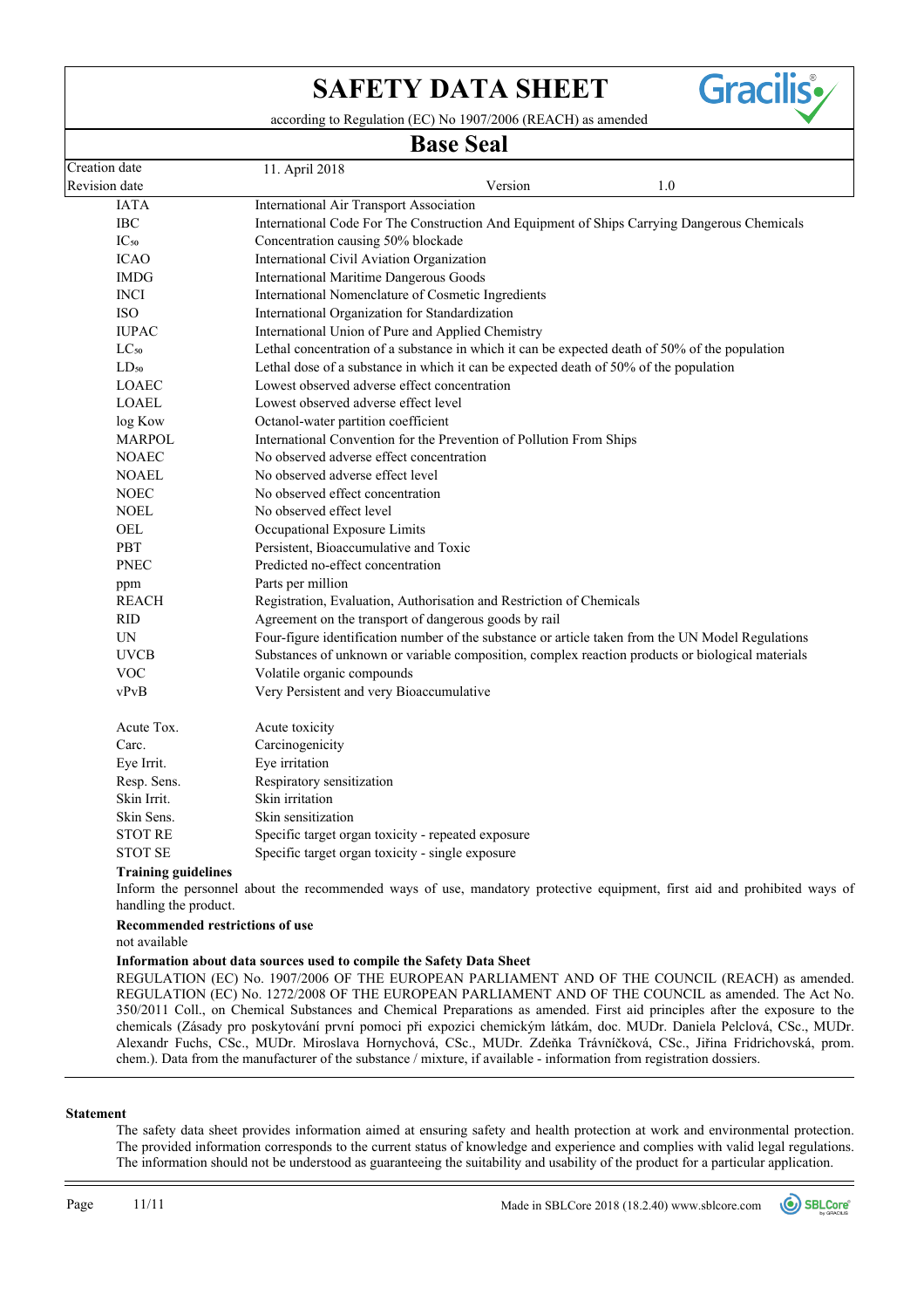| | |
|---|---|
| IATA | International Air Transport Association |
| IBC | International Code For The Construction And Equipment of Ships Carrying Dangerous Chemicals |
| $IC_{50}$ | Concentration causing 50% blockade |
| ICAO | International Civil Aviation Organization |
| IMDG | International Maritime Dangerous Goods |
| INCI | International Nomenclature of Cosmetic Ingredients |
| ISO | International Organization for Standardization |
| IUPAC | International Union of Pure and Applied Chemistry |
| $LC_{50}$ | Lethal concentration of a substance in which it can be expected death of 50% of the population |
| $LD_{50}$ | Lethal dose of a substance in which it can be expected death of 50% of the population |
| LOAEC | Lowest observed adverse effect concentration |
| LOAEL | Lowest observed adverse effect level |
| log Kow | Octanol-water partition coefficient |
| MARPOL | International Convention for the Prevention of Pollution From Ships |
| NOAEC | No observed adverse effect concentration |
| NOAEL | No observed adverse effect level |
| NOEC | No observed effect concentration |
| NOEL | No observed effect level |
| OEL | Occupational Exposure Limits |
| PBT | Persistent, Bioaccumulative and Toxic |
| PNEC | Predicted no-effect concentration |
| ppm | Parts per million |
| REACH | Registration, Evaluation, Authorisation and Restriction of Chemicals |
| RID | Agreement on the transport of dangerous goods by rail |
| UN | Four-figure identification number of the substance or article taken from the UN Model Regulations |
| UVCB | Substances of unknown or variable composition, complex reaction products or biological materials |
| VOC | Volatile organic compounds |
| vPvB | Very Persistent and very Bioaccumulative |

| | |
|---|---|
| Acute Tox. | Acute toxicity |
| Carc. | Carcinogenicity |
| Eye Irrit. | Eye irritation |
| Resp. Sens. | Respiratory sensitization |
| Skin Irrit. | Skin irritation |
| Skin Sens. | Skin sensitization |
| STOT RE | Specific target organ toxicity - repeated exposure |
| STOT SE | Specific target organ toxicity - single exposure |

**Training guidelines**

Inform the personnel about the recommended ways of use, mandatory protective equipment, first aid and prohibited ways of handling the product.

**Recommended restrictions of use**

not available

**Information about data sources used to compile the Safety Data Sheet**

REGULATION (EC) No. 1907/2006 OF THE EUROPEAN PARLIAMENT AND OF THE COUNCIL (REACH) as amended. REGULATION (EC) No. 1272/2008 OF THE EUROPEAN PARLIAMENT AND OF THE COUNCIL as amended. The Act No. 350/2011 Coll., on Chemical Substances and Chemical Preparations as amended. First aid principles after the exposure to the chemicals (Zásady pro poskytování první pomoci při expozici chemickým látkám, doc. MUDr. Daniela Pelclová, CSc., MUDr. Alexandr Fuchs, CSc., MUDr. Miroslava Hornychová, CSc., MUDr. Zdeňka Trávníčková, CSc., Jiřina Fridrichovská, prom. chem.). Data from the manufacturer of the substance / mixture, if available - information from registration dossiers.

**Statement**

The safety data sheet provides information aimed at ensuring safety and health protection at work and environmental protection. The provided information corresponds to the current status of knowledge and experience and complies with valid legal regulations. The information should not be understood as guaranteeing the suitability and usability of the product for a particular application.